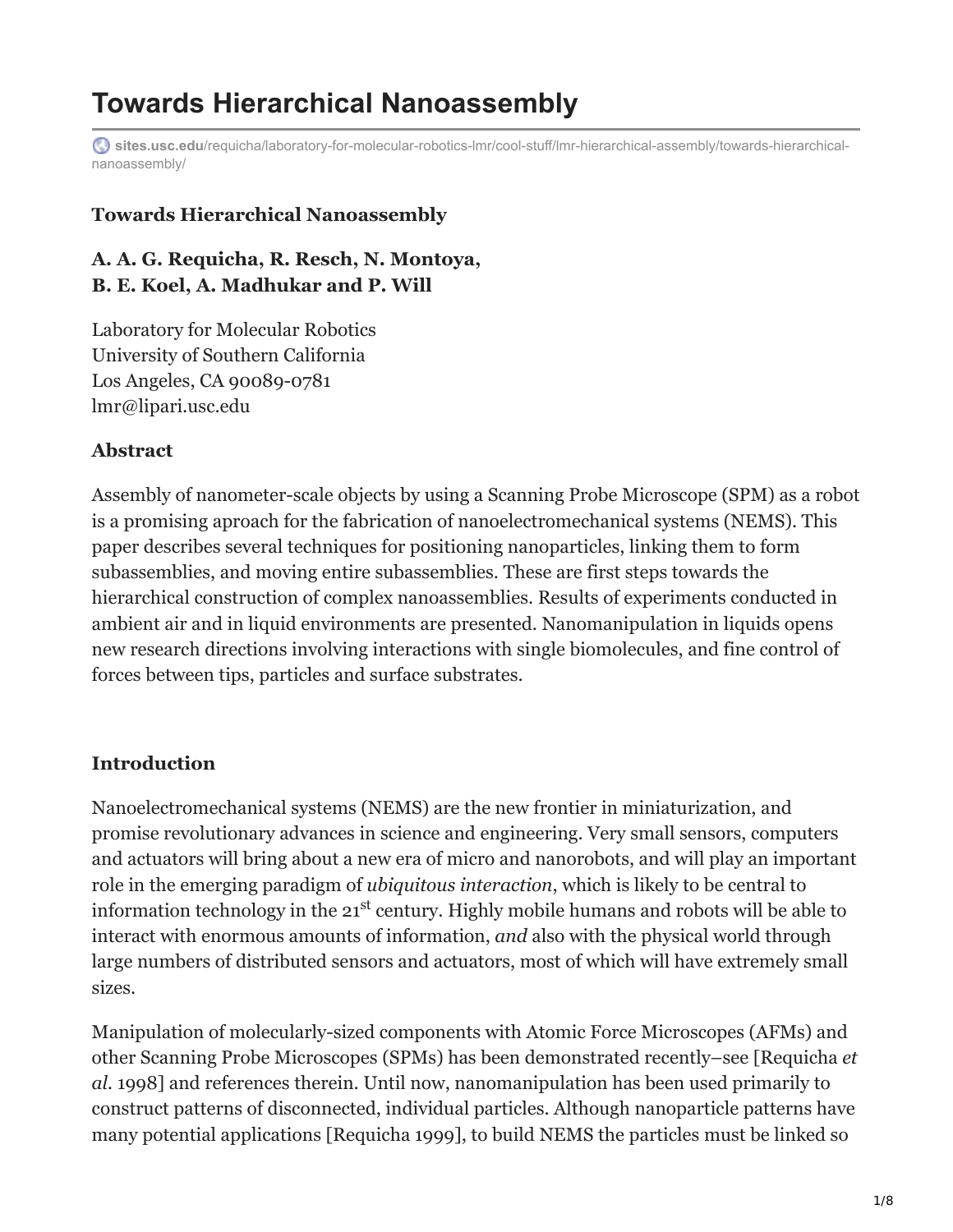# Towards Hierarchical Nanoassembly

sites.usc.edu/requicha/laboratory-for-molecular-robotics-lmr/cool-stuff/lmr-hierarchical-assembly/towards-hierarchical-nanoassembly/

**Towards Hierarchical Nanoassembly**

**A. A. G. Requicha, R. Resch, N. Montoya,**
**B. E. Koel, A. Madhukar and P. Will**

Laboratory for Molecular Robotics
University of Southern California
Los Angeles, CA 90089-0781
lmr@lipari.usc.edu

### Abstract

Assembly of nanometer-scale objects by using a Scanning Probe Microscope (SPM) as a robot is a promising aproach for the fabrication of nanoelectromechanical systems (NEMS). This paper describes several techniques for positioning nanoparticles, linking them to form subassemblies, and moving entire subassemblies. These are first steps towards the hierarchical construction of complex nanoassemblies. Results of experiments conducted in ambient air and in liquid environments are presented. Nanomanipulation in liquids opens new research directions involving interactions with single biomolecules, and fine control of forces between tips, particles and surface substrates.

### Introduction

Nanoelectromechanical systems (NEMS) are the new frontier in miniaturization, and promise revolutionary advances in science and engineering. Very small sensors, computers and actuators will bring about a new era of micro and nanorobots, and will play an important role in the emerging paradigm of *ubiquitous interaction*, which is likely to be central to information technology in the 21st century. Highly mobile humans and robots will be able to interact with enormous amounts of information, *and* also with the physical world through large numbers of distributed sensors and actuators, most of which will have extremely small sizes.

Manipulation of molecularly-sized components with Atomic Force Microscopes (AFMs) and other Scanning Probe Microscopes (SPMs) has been demonstrated recently–see [Requicha *et al.* 1998] and references therein. Until now, nanomanipulation has been used primarily to construct patterns of disconnected, individual particles. Although nanoparticle patterns have many potential applications [Requicha 1999], to build NEMS the particles must be linked so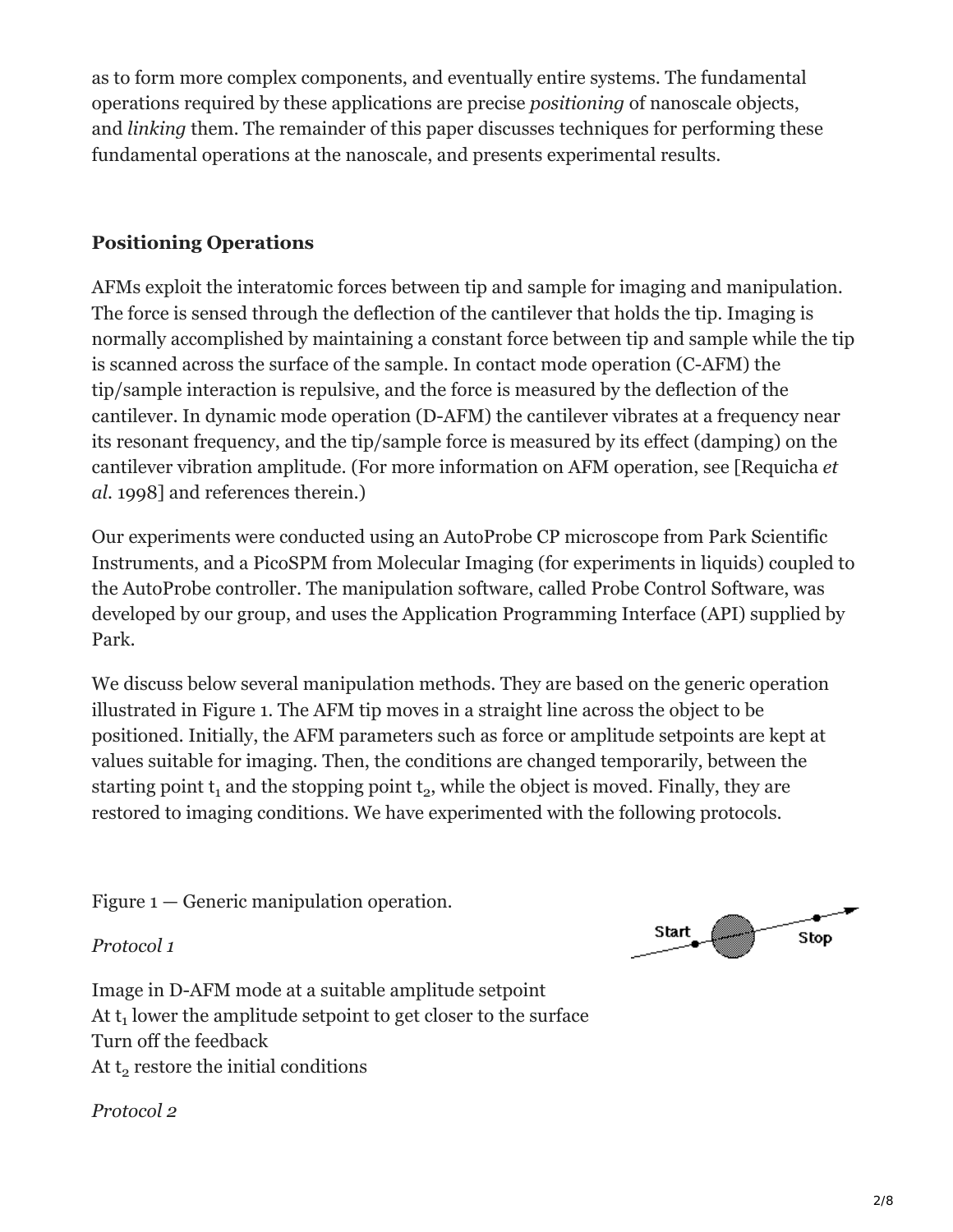as to form more complex components, and eventually entire systems. The fundamental operations required by these applications are precise *positioning* of nanoscale objects, and *linking* them. The remainder of this paper discusses techniques for performing these fundamental operations at the nanoscale, and presents experimental results.

**Positioning Operations**

AFMs exploit the interatomic forces between tip and sample for imaging and manipulation. The force is sensed through the deflection of the cantilever that holds the tip. Imaging is normally accomplished by maintaining a constant force between tip and sample while the tip is scanned across the surface of the sample. In contact mode operation (C-AFM) the tip/sample interaction is repulsive, and the force is measured by the deflection of the cantilever. In dynamic mode operation (D-AFM) the cantilever vibrates at a frequency near its resonant frequency, and the tip/sample force is measured by its effect (damping) on the cantilever vibration amplitude. (For more information on AFM operation, see [Requicha *et al.* 1998] and references therein.)

Our experiments were conducted using an AutoProbe CP microscope from Park Scientific Instruments, and a PicoSPM from Molecular Imaging (for experiments in liquids) coupled to the AutoProbe controller. The manipulation software, called Probe Control Software, was developed by our group, and uses the Application Programming Interface (API) supplied by Park.

We discuss below several manipulation methods. They are based on the generic operation illustrated in Figure 1. The AFM tip moves in a straight line across the object to be positioned. Initially, the AFM parameters such as force or amplitude setpoints are kept at values suitable for imaging. Then, the conditions are changed temporarily, between the starting point $t_1$ and the stopping point $t_2$, while the object is moved. Finally, they are restored to imaging conditions. We have experimented with the following protocols.

Figure 1 — Generic manipulation operation.

*Protocol 1*

Image in D-AFM mode at a suitable amplitude setpoint
At $t_1$ lower the amplitude setpoint to get closer to the surface
Turn off the feedback
At $t_2$ restore the initial conditions

*Protocol 2*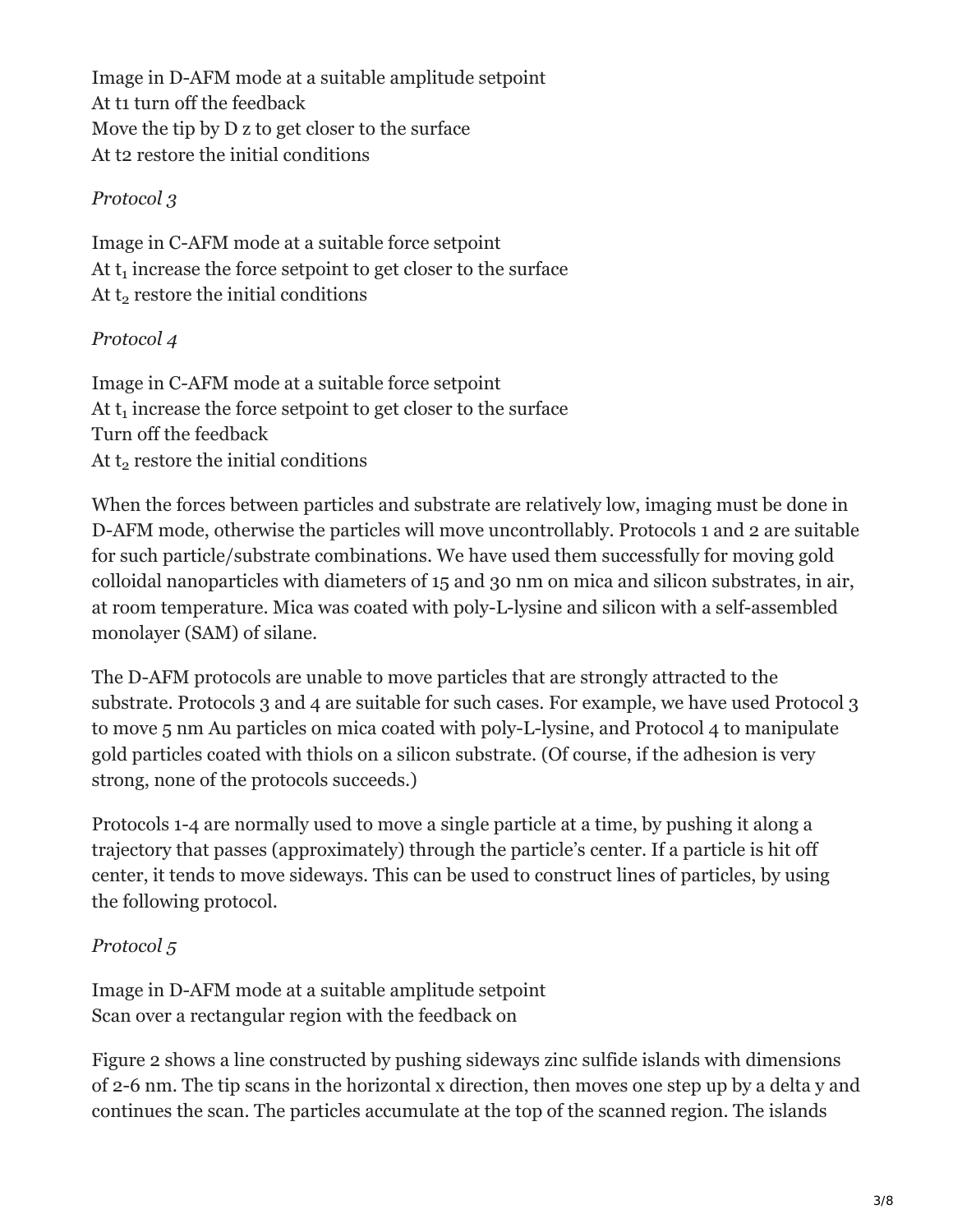Image in D-AFM mode at a suitable amplitude setpoint
At t1 turn off the feedback
Move the tip by D z to get closer to the surface
At t2 restore the initial conditions

*Protocol 3*

Image in C-AFM mode at a suitable force setpoint
At $t_1$ increase the force setpoint to get closer to the surface
At $t_2$ restore the initial conditions

*Protocol 4*

Image in C-AFM mode at a suitable force setpoint
At $t_1$ increase the force setpoint to get closer to the surface
Turn off the feedback
At $t_2$ restore the initial conditions

When the forces between particles and substrate are relatively low, imaging must be done in D-AFM mode, otherwise the particles will move uncontrollably. Protocols 1 and 2 are suitable for such particle/substrate combinations. We have used them successfully for moving gold colloidal nanoparticles with diameters of 15 and 30 nm on mica and silicon substrates, in air, at room temperature. Mica was coated with poly-L-lysine and silicon with a self-assembled monolayer (SAM) of silane.

The D-AFM protocols are unable to move particles that are strongly attracted to the substrate. Protocols 3 and 4 are suitable for such cases. For example, we have used Protocol 3 to move 5 nm Au particles on mica coated with poly-L-lysine, and Protocol 4 to manipulate gold particles coated with thiols on a silicon substrate. (Of course, if the adhesion is very strong, none of the protocols succeeds.)

Protocols 1-4 are normally used to move a single particle at a time, by pushing it along a trajectory that passes (approximately) through the particle's center. If a particle is hit off center, it tends to move sideways. This can be used to construct lines of particles, by using the following protocol.

*Protocol 5*

Image in D-AFM mode at a suitable amplitude setpoint
Scan over a rectangular region with the feedback on

Figure 2 shows a line constructed by pushing sideways zinc sulfide islands with dimensions of 2-6 nm. The tip scans in the horizontal x direction, then moves one step up by a delta y and continues the scan. The particles accumulate at the top of the scanned region. The islands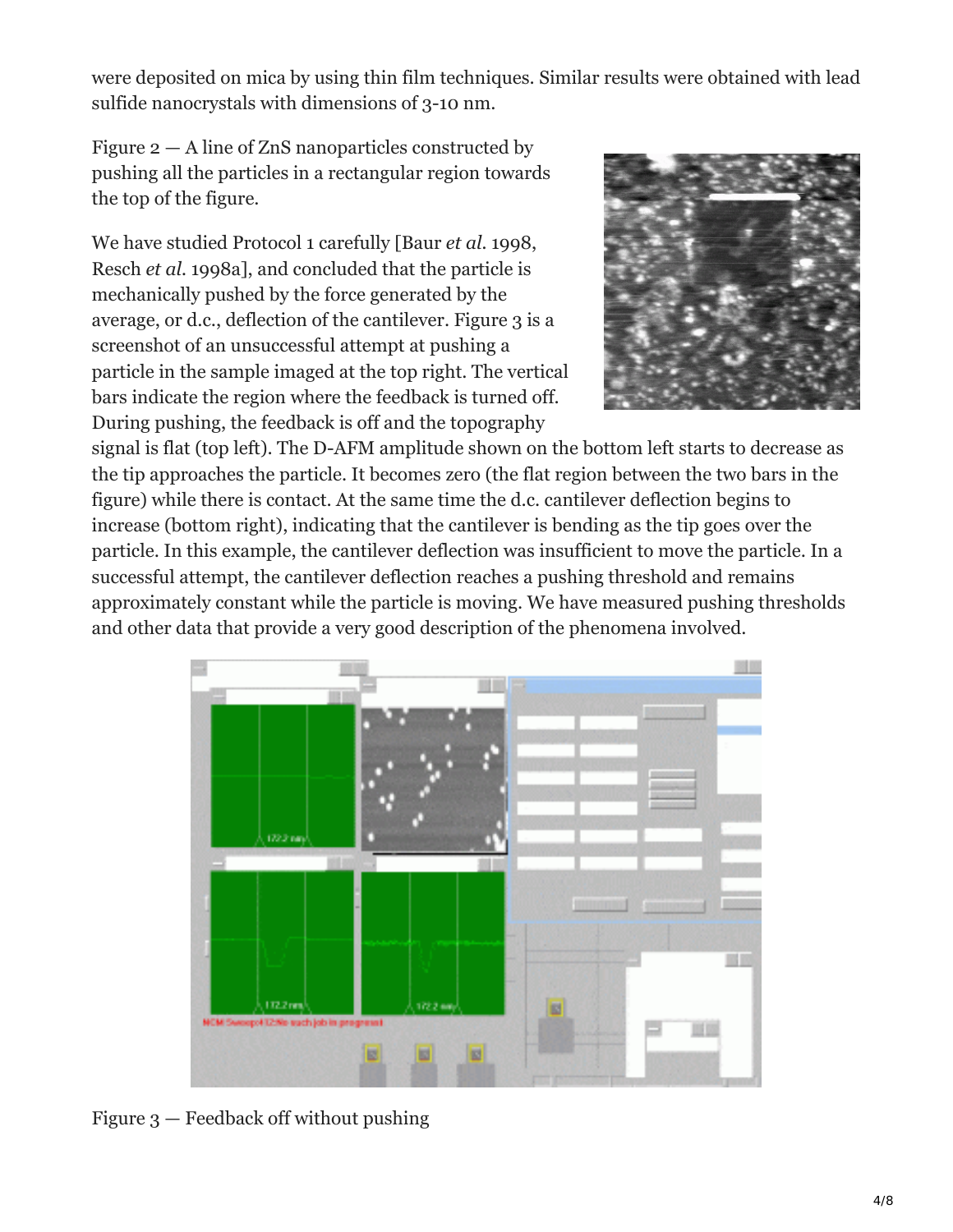were deposited on mica by using thin film techniques. Similar results were obtained with lead sulfide nanocrystals with dimensions of 3-10 nm.

Figure 2 — A line of ZnS nanoparticles constructed by pushing all the particles in a rectangular region towards the top of the figure.

We have studied Protocol 1 carefully [Baur *et al.* 1998, Resch *et al.* 1998a], and concluded that the particle is mechanically pushed by the force generated by the average, or d.c., deflection of the cantilever. Figure 3 is a screenshot of an unsuccessful attempt at pushing a particle in the sample imaged at the top right. The vertical bars indicate the region where the feedback is turned off. During pushing, the feedback is off and the topography signal is flat (top left). The D-AFM amplitude shown on the bottom left starts to decrease as the tip approaches the particle. It becomes zero (the flat region between the two bars in the figure) while there is contact. At the same time the d.c. cantilever deflection begins to increase (bottom right), indicating that the cantilever is bending as the tip goes over the particle. In this example, the cantilever deflection was insufficient to move the particle. In a successful attempt, the cantilever deflection reaches a pushing threshold and remains approximately constant while the particle is moving. We have measured pushing thresholds and other data that provide a very good description of the phenomena involved.

Figure 3 — Feedback off without pushing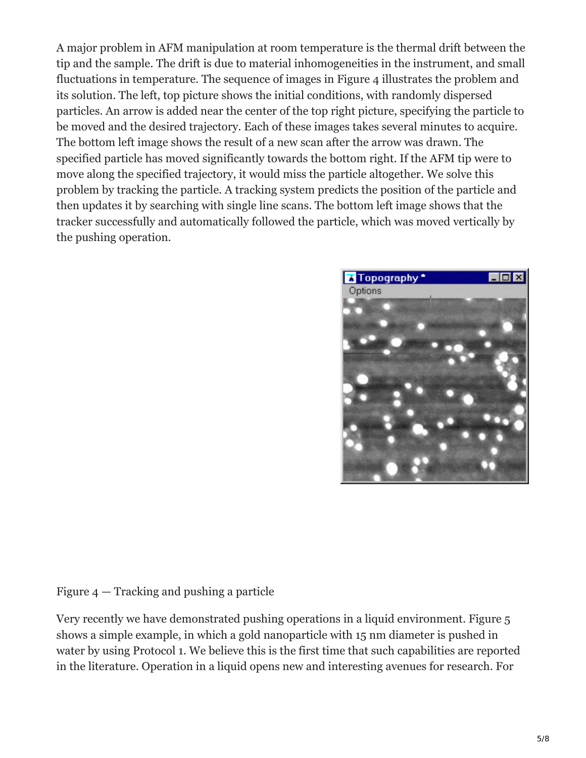A major problem in AFM manipulation at room temperature is the thermal drift between the tip and the sample. The drift is due to material inhomogeneities in the instrument, and small fluctuations in temperature. The sequence of images in Figure 4 illustrates the problem and its solution. The left, top picture shows the initial conditions, with randomly dispersed particles. An arrow is added near the center of the top right picture, specifying the particle to be moved and the desired trajectory. Each of these images takes several minutes to acquire. The bottom left image shows the result of a new scan after the arrow was drawn. The specified particle has moved significantly towards the bottom right. If the AFM tip were to move along the specified trajectory, it would miss the particle altogether. We solve this problem by tracking the particle. A tracking system predicts the position of the particle and then updates it by searching with single line scans. The bottom left image shows that the tracker successfully and automatically followed the particle, which was moved vertically by the pushing operation.

Figure 4 — Tracking and pushing a particle

Very recently we have demonstrated pushing operations in a liquid environment. Figure 5 shows a simple example, in which a gold nanoparticle with 15 nm diameter is pushed in water by using Protocol 1. We believe this is the first time that such capabilities are reported in the literature. Operation in a liquid opens new and interesting avenues for research. For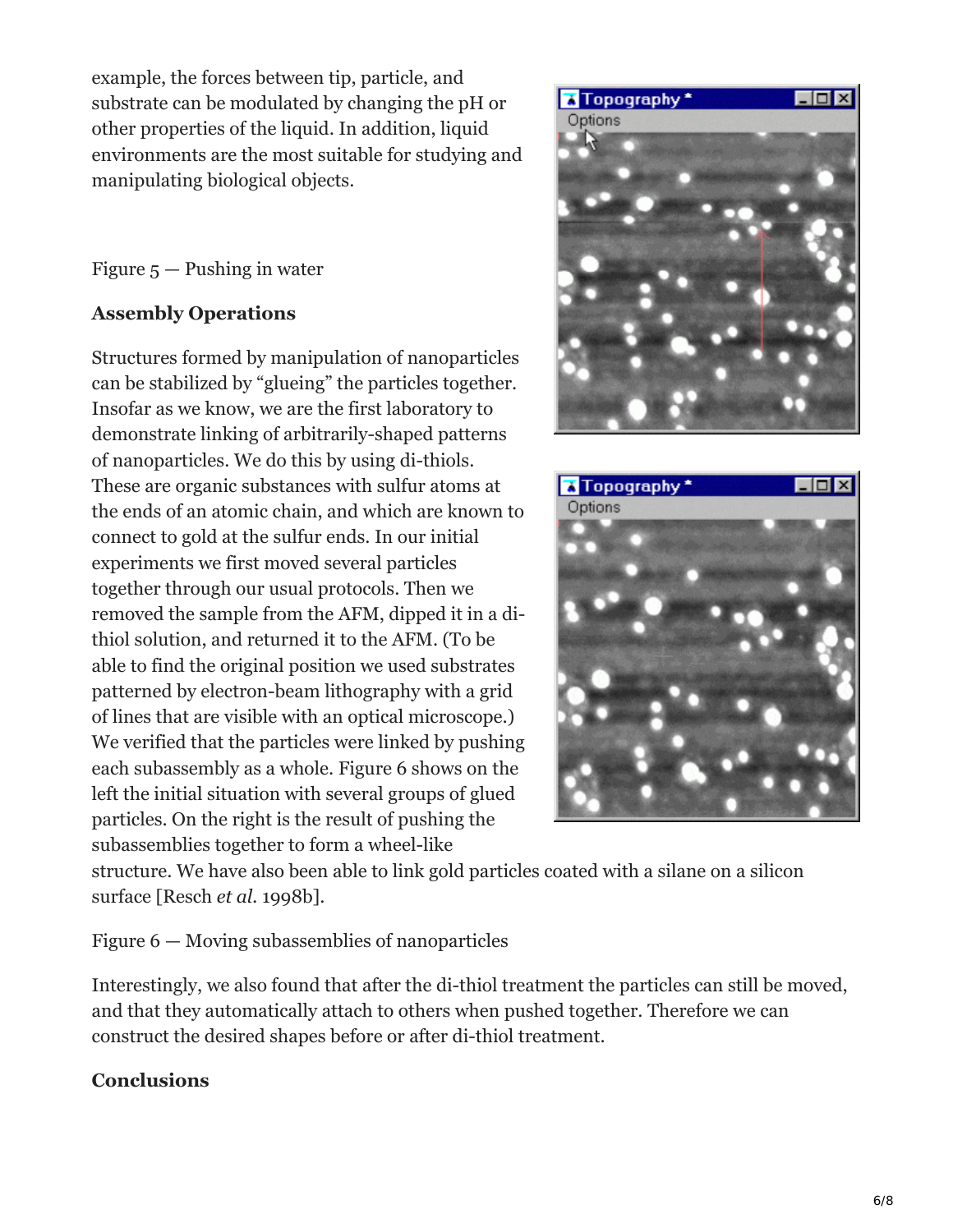example, the forces between tip, particle, and substrate can be modulated by changing the pH or other properties of the liquid. In addition, liquid environments are the most suitable for studying and manipulating biological objects.

Figure 5 — Pushing in water

**Assembly Operations**

Structures formed by manipulation of nanoparticles can be stabilized by "glueing" the particles together. Insofar as we know, we are the first laboratory to demonstrate linking of arbitrarily-shaped patterns of nanoparticles. We do this by using di-thiols. These are organic substances with sulfur atoms at the ends of an atomic chain, and which are known to connect to gold at the sulfur ends. In our initial experiments we first moved several particles together through our usual protocols. Then we removed the sample from the AFM, dipped it in a di-thiol solution, and returned it to the AFM. (To be able to find the original position we used substrates patterned by electron-beam lithography with a grid of lines that are visible with an optical microscope.) We verified that the particles were linked by pushing each subassembly as a whole. Figure 6 shows on the left the initial situation with several groups of glued particles. On the right is the result of pushing the subassemblies together to form a wheel-like structure. We have also been able to link gold particles coated with a silane on a silicon surface [Resch *et al.* 1998b].

Figure 6 — Moving subassemblies of nanoparticles

Interestingly, we also found that after the di-thiol treatment the particles can still be moved, and that they automatically attach to others when pushed together. Therefore we can construct the desired shapes before or after di-thiol treatment.

**Conclusions**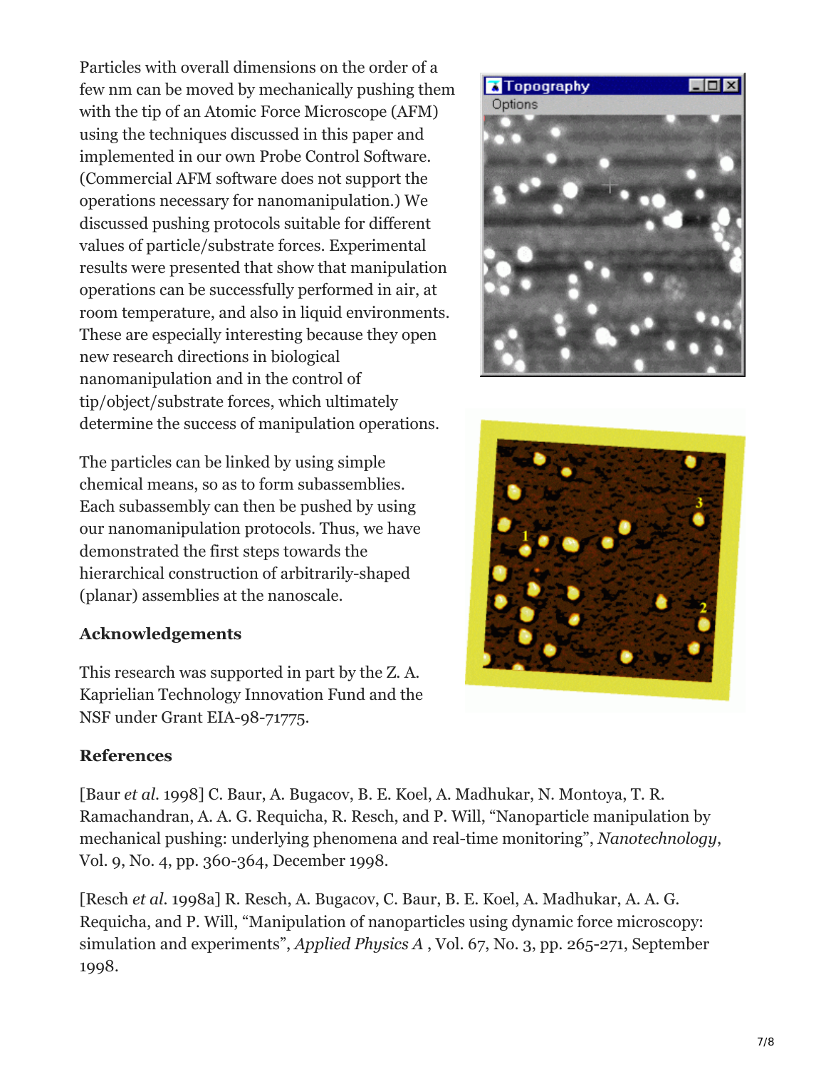Particles with overall dimensions on the order of a few nm can be moved by mechanically pushing them with the tip of an Atomic Force Microscope (AFM) using the techniques discussed in this paper and implemented in our own Probe Control Software. (Commercial AFM software does not support the operations necessary for nanomanipulation.) We discussed pushing protocols suitable for different values of particle/substrate forces. Experimental results were presented that show that manipulation operations can be successfully performed in air, at room temperature, and also in liquid environments. These are especially interesting because they open new research directions in biological nanomanipulation and in the control of tip/object/substrate forces, which ultimately determine the success of manipulation operations.

The particles can be linked by using simple chemical means, so as to form subassemblies. Each subassembly can then be pushed by using our nanomanipulation protocols. Thus, we have demonstrated the first steps towards the hierarchical construction of arbitrarily-shaped (planar) assemblies at the nanoscale.

### Acknowledgements

This research was supported in part by the Z. A. Kaprielian Technology Innovation Fund and the NSF under Grant EIA-98-71775.

### References

[Baur *et al.* 1998] C. Baur, A. Bugacov, B. E. Koel, A. Madhukar, N. Montoya, T. R. Ramachandran, A. A. G. Requicha, R. Resch, and P. Will, "Nanoparticle manipulation by mechanical pushing: underlying phenomena and real-time monitoring", *Nanotechnology*, Vol. 9, No. 4, pp. 360-364, December 1998.

[Resch *et al.* 1998a] R. Resch, A. Bugacov, C. Baur, B. E. Koel, A. Madhukar, A. A. G. Requicha, and P. Will, "Manipulation of nanoparticles using dynamic force microscopy: simulation and experiments", *Applied Physics A* , Vol. 67, No. 3, pp. 265-271, September 1998.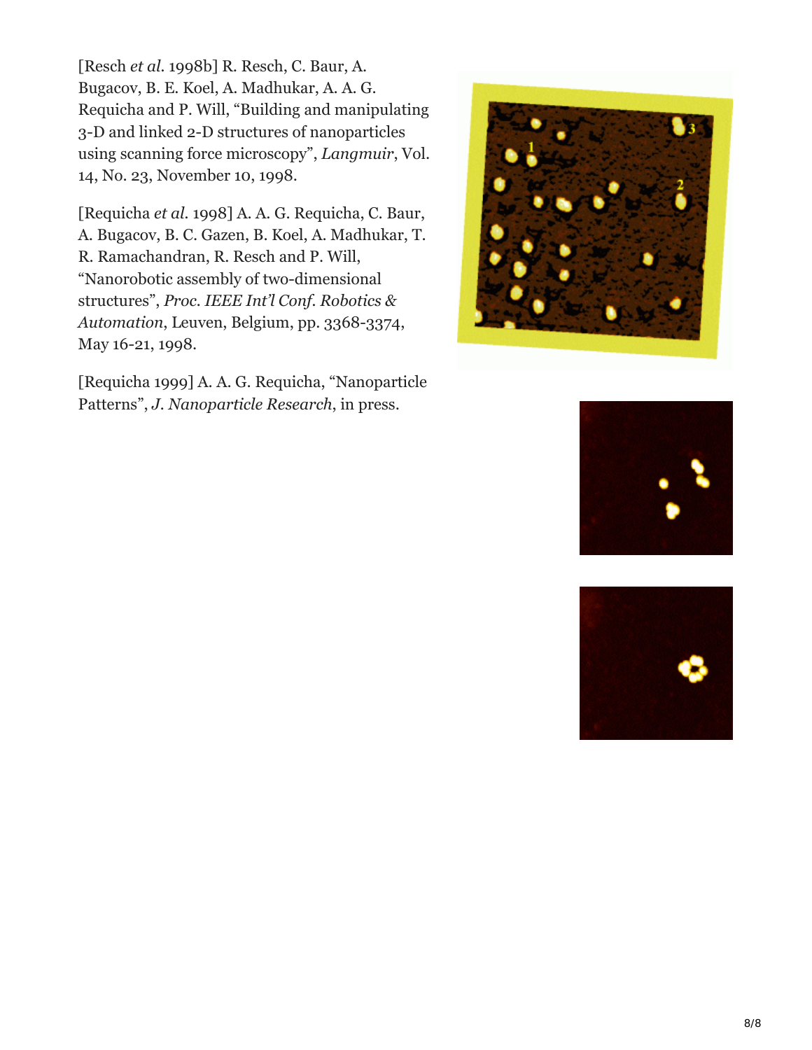[Resch *et al.* 1998b] R. Resch, C. Baur, A. Bugacov, B. E. Koel, A. Madhukar, A. A. G. Requicha and P. Will, "Building and manipulating 3-D and linked 2-D structures of nanoparticles using scanning force microscopy", *Langmuir*, Vol. 14, No. 23, November 10, 1998.

[Requicha *et al.* 1998] A. A. G. Requicha, C. Baur, A. Bugacov, B. C. Gazen, B. Koel, A. Madhukar, T. R. Ramachandran, R. Resch and P. Will, "Nanorobotic assembly of two-dimensional structures", *Proc. IEEE Int'l Conf. Robotics & Automation*, Leuven, Belgium, pp. 3368-3374, May 16-21, 1998.

[Requicha 1999] A. A. G. Requicha, "Nanoparticle Patterns", *J. Nanoparticle Research*, in press.